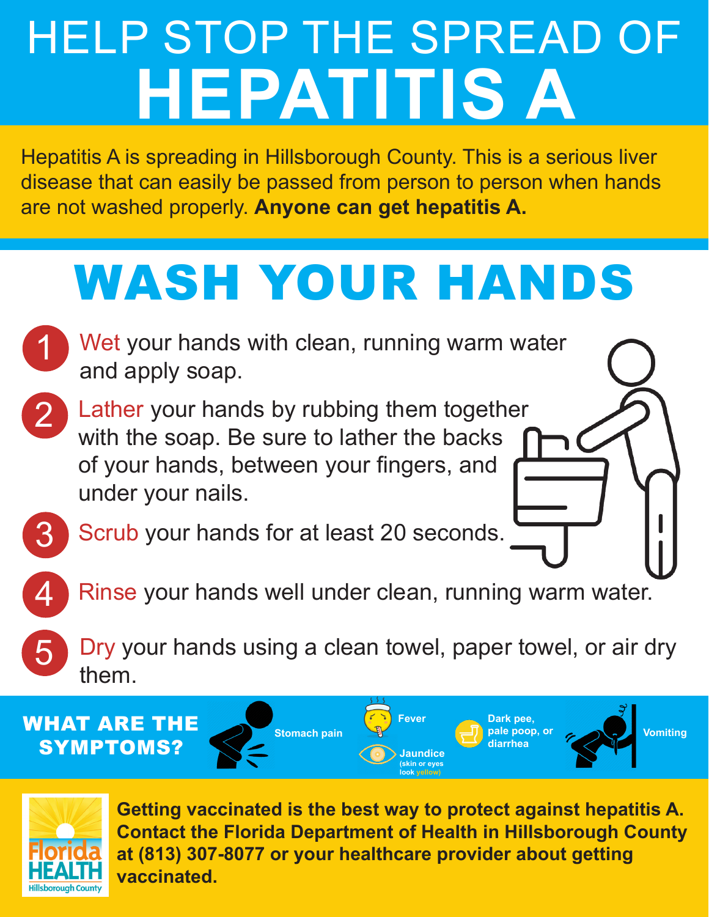# HELP STOP THE SPREAD OF HEPATITIS A

Hepatitis A is spreading in Hillsborough County. This is a serious liver disease that can easily be passed from person to person when hands are not washed properly. **Anyone can get hepatitis A.**

## WASH YOUR HANDS

1. Wet your hands with clean, running warm water and apply soap.
2. Lather your hands by rubbing them together with the soap. Be sure to lather the backs of your hands, between your fingers, and under your nails.
3. Scrub your hands for at least 20 seconds.
4. Rinse your hands well under clean, running warm water.
5. Dry your hands using a clean towel, paper towel, or air dry them.

## WHAT ARE THE SYMPTOMS?

- Stomach pain
- Fever
- Jaundice (skin or eyes look yellow)
- Dark pee, pale poop, or diarrhea
- Vomiting

Florida HEALTH Hillsborough County

**Getting vaccinated is the best way to protect against hepatitis A. Contact the Florida Department of Health in Hillsborough County at (813) 307-8077 or your healthcare provider about getting vaccinated.**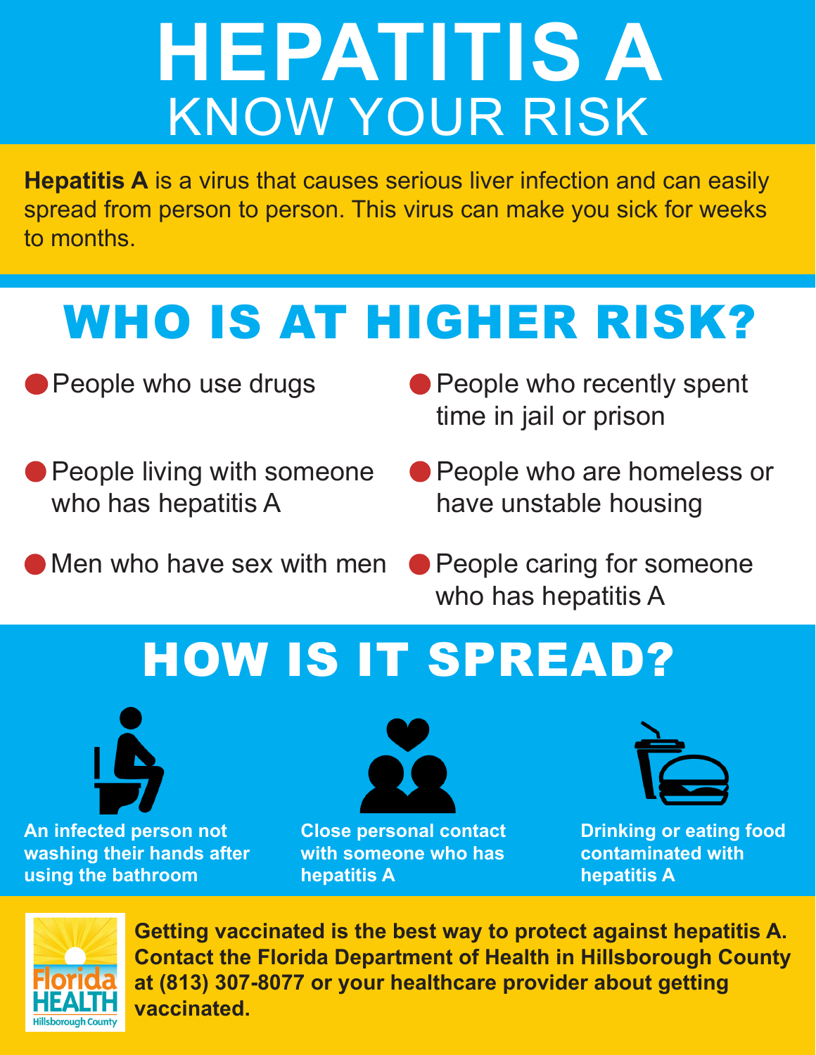# HEPATITIS A

## KNOW YOUR RISK

**Hepatitis A** is a virus that causes serious liver infection and can easily spread from person to person. This virus can make you sick for weeks to months.

## WHO IS AT HIGHER RISK?

- People who use drugs
- People living with someone who has hepatitis A
- Men who have sex with men
- People who recently spent time in jail or prison
- People who are homeless or have unstable housing
- People caring for someone who has hepatitis A

## HOW IS IT SPREAD?

**An infected person not washing their hands after using the bathroom**

**Close personal contact with someone who has hepatitis A**

**Drinking or eating food contaminated with hepatitis A**

**Getting vaccinated is the best way to protect against hepatitis A. Contact the Florida Department of Health in Hillsborough County at (813) 307-8077 or your healthcare provider about getting vaccinated.**

Florida HEALTH Hillsborough County